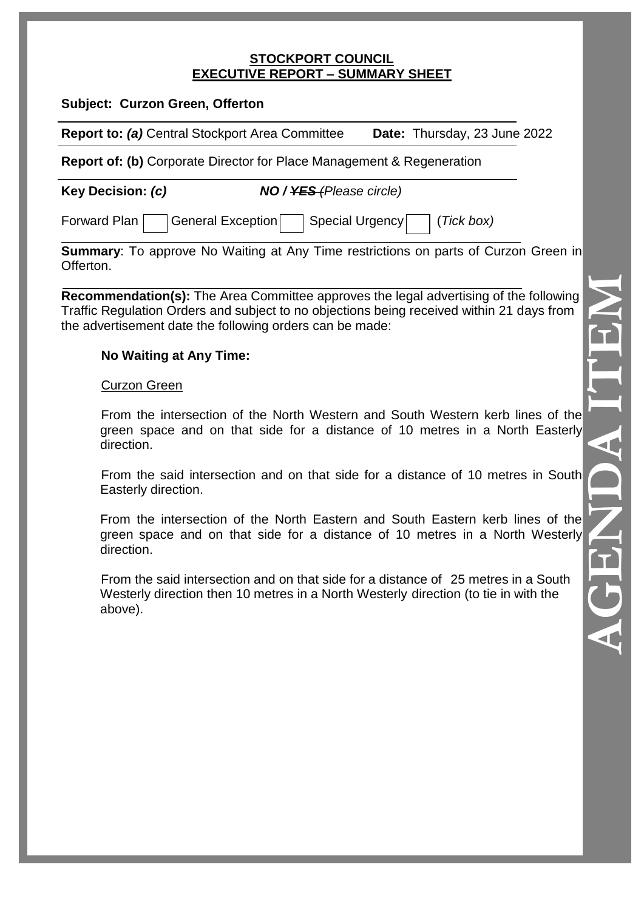# STOCKPORT COUNCIL
## EXECUTIVE REPORT – SUMMARY SHEET

**Subject: Curzon Green, Offerton**

**Report to:** ***(a)*** Central Stockport Area Committee **Date:** Thursday, 23 June 2022

**Report of: (b)** Corporate Director for Place Management & Regeneration

**Key Decision:** ***(c)*** ***NO / ~~YES~~*** *(Please circle)*

Forward Plan [ ] General Exception [ ] Special Urgency [ ] (*Tick box)*

**Summary**: To approve No Waiting at Any Time restrictions on parts of Curzon Green in Offerton.

**Recommendation(s):** The Area Committee approves the legal advertising of the following Traffic Regulation Orders and subject to no objections being received within 21 days from the advertisement date the following orders can be made:

**No Waiting at Any Time:**

Curzon Green

From the intersection of the North Western and South Western kerb lines of the green space and on that side for a distance of 10 metres in a North Easterly direction.

From the said intersection and on that side for a distance of 10 metres in South Easterly direction.

From the intersection of the North Eastern and South Eastern kerb lines of the green space and on that side for a distance of 10 metres in a North Westerly direction.

From the said intersection and on that side for a distance of 25 metres in a South Westerly direction then 10 metres in a North Westerly direction (to tie in with the above).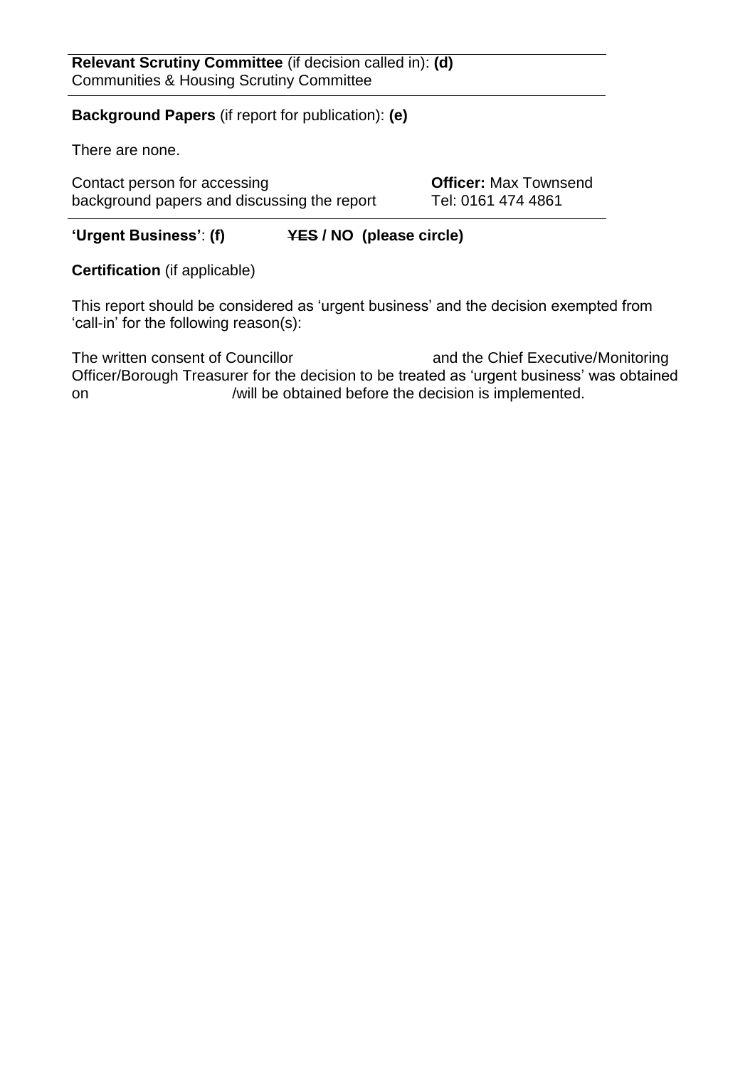**Relevant Scrutiny Committee** (if decision called in): **(d)**
Communities & Housing Scrutiny Committee

**Background Papers** (if report for publication): **(e)**

There are none.

| Contact person for accessing background papers and discussing the report | **Officer:** Max Townsend Tel: 0161 474 4861 |
|---|---|

**'Urgent Business'**: **(f)** ~~**YES**~~ **/ NO (please circle)**

**Certification** (if applicable)

This report should be considered as 'urgent business' and the decision exempted from 'call-in' for the following reason(s):

The written consent of Councillor and the Chief Executive/Monitoring Officer/Borough Treasurer for the decision to be treated as 'urgent business' was obtained on /will be obtained before the decision is implemented.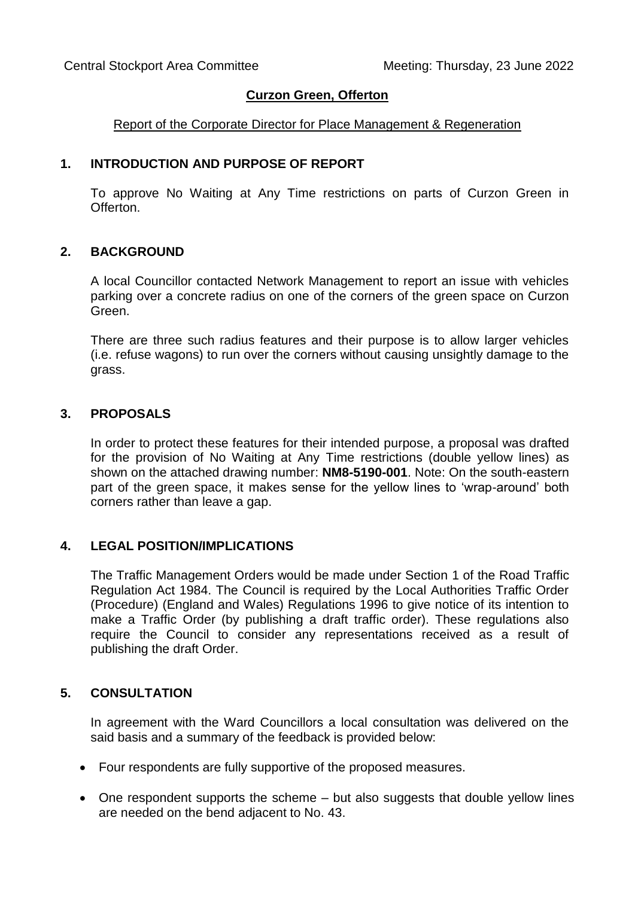Central Stockport Area Committee Meeting: Thursday, 23 June 2022

# Curzon Green, Offerton

Report of the Corporate Director for Place Management & Regeneration

## 1. INTRODUCTION AND PURPOSE OF REPORT

To approve No Waiting at Any Time restrictions on parts of Curzon Green in Offerton.

## 2. BACKGROUND

A local Councillor contacted Network Management to report an issue with vehicles parking over a concrete radius on one of the corners of the green space on Curzon Green.

There are three such radius features and their purpose is to allow larger vehicles (i.e. refuse wagons) to run over the corners without causing unsightly damage to the grass.

## 3. PROPOSALS

In order to protect these features for their intended purpose, a proposal was drafted for the provision of No Waiting at Any Time restrictions (double yellow lines) as shown on the attached drawing number: **NM8-5190-001**. Note: On the south-eastern part of the green space, it makes sense for the yellow lines to 'wrap-around' both corners rather than leave a gap.

## 4. LEGAL POSITION/IMPLICATIONS

The Traffic Management Orders would be made under Section 1 of the Road Traffic Regulation Act 1984. The Council is required by the Local Authorities Traffic Order (Procedure) (England and Wales) Regulations 1996 to give notice of its intention to make a Traffic Order (by publishing a draft traffic order). These regulations also require the Council to consider any representations received as a result of publishing the draft Order.

## 5. CONSULTATION

In agreement with the Ward Councillors a local consultation was delivered on the said basis and a summary of the feedback is provided below:

- Four respondents are fully supportive of the proposed measures.
- One respondent supports the scheme – but also suggests that double yellow lines are needed on the bend adjacent to No. 43.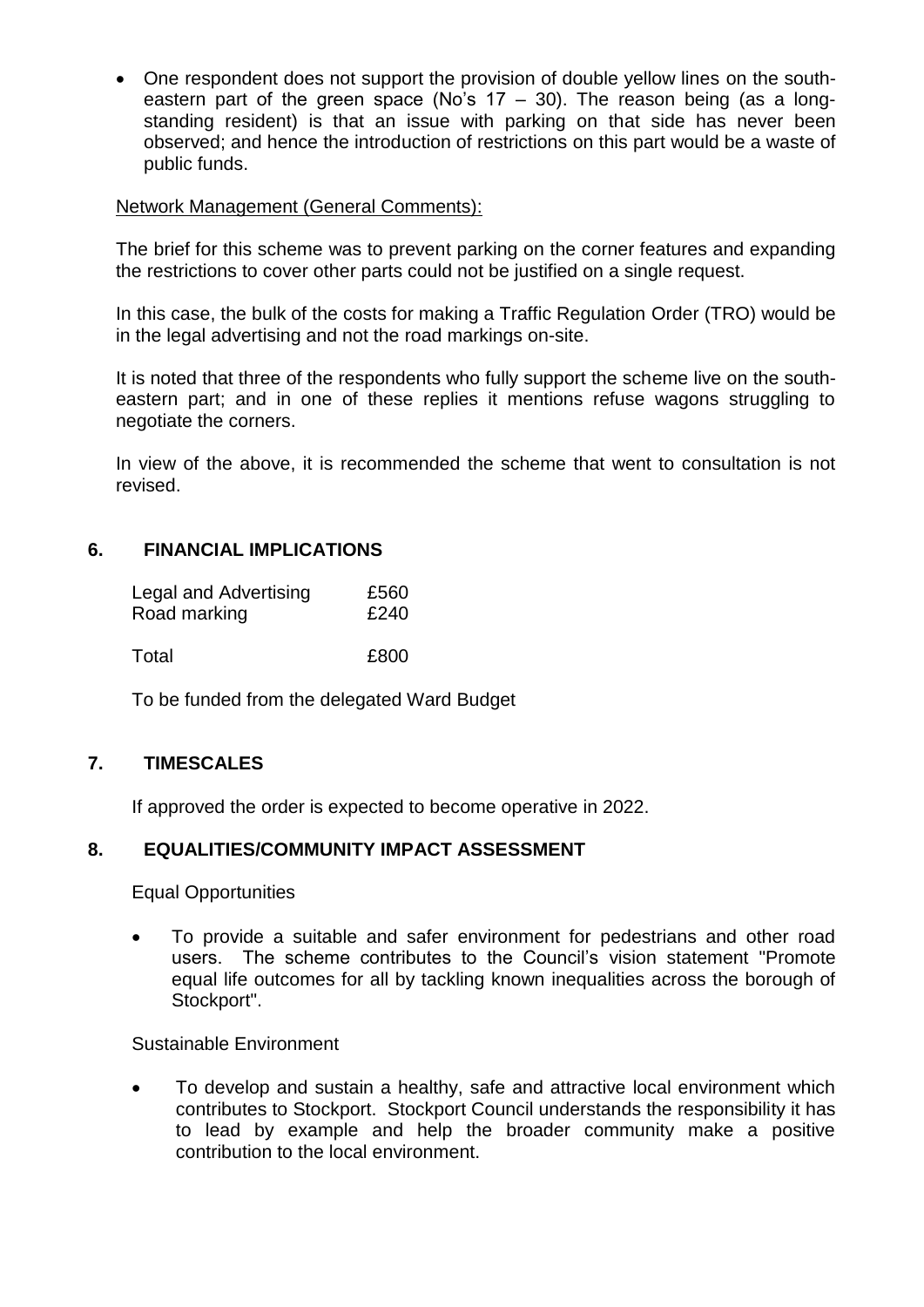- One respondent does not support the provision of double yellow lines on the south-eastern part of the green space (No's 17 – 30). The reason being (as a long-standing resident) is that an issue with parking on that side has never been observed; and hence the introduction of restrictions on this part would be a waste of public funds.

Network Management (General Comments):

The brief for this scheme was to prevent parking on the corner features and expanding the restrictions to cover other parts could not be justified on a single request.

In this case, the bulk of the costs for making a Traffic Regulation Order (TRO) would be in the legal advertising and not the road markings on-site.

It is noted that three of the respondents who fully support the scheme live on the south-eastern part; and in one of these replies it mentions refuse wagons struggling to negotiate the corners.

In view of the above, it is recommended the scheme that went to consultation is not revised.

## 6. FINANCIAL IMPLICATIONS

| | |
|---|---|
| Legal and Advertising | £560 |
| Road marking | £240 |
| Total | £800 |

To be funded from the delegated Ward Budget

## 7. TIMESCALES

If approved the order is expected to become operative in 2022.

## 8. EQUALITIES/COMMUNITY IMPACT ASSESSMENT

Equal Opportunities

- To provide a suitable and safer environment for pedestrians and other road users. The scheme contributes to the Council's vision statement "Promote equal life outcomes for all by tackling known inequalities across the borough of Stockport".

Sustainable Environment

- To develop and sustain a healthy, safe and attractive local environment which contributes to Stockport. Stockport Council understands the responsibility it has to lead by example and help the broader community make a positive contribution to the local environment.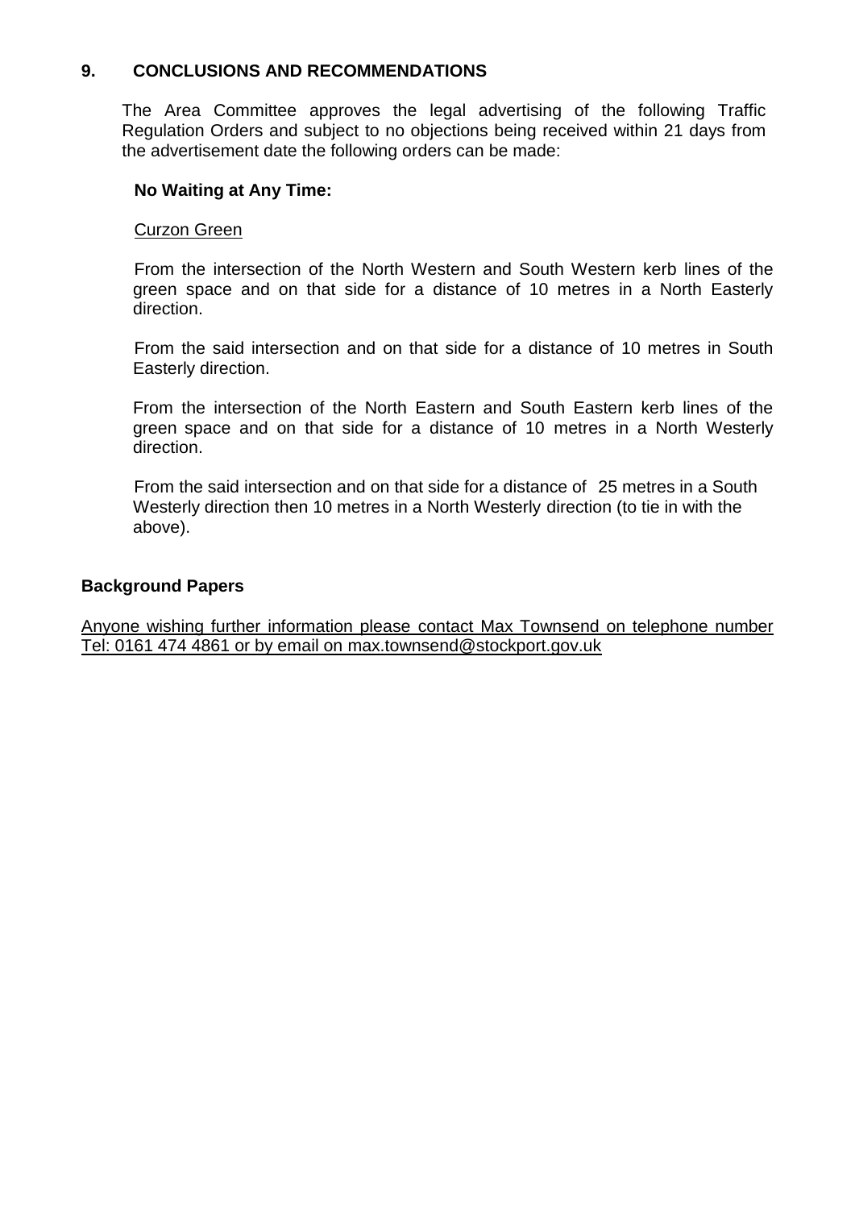## 9. CONCLUSIONS AND RECOMMENDATIONS

The Area Committee approves the legal advertising of the following Traffic Regulation Orders and subject to no objections being received within 21 days from the advertisement date the following orders can be made:

**No Waiting at Any Time:**

Curzon Green

From the intersection of the North Western and South Western kerb lines of the green space and on that side for a distance of 10 metres in a North Easterly direction.

From the said intersection and on that side for a distance of 10 metres in South Easterly direction.

From the intersection of the North Eastern and South Eastern kerb lines of the green space and on that side for a distance of 10 metres in a North Westerly direction.

From the said intersection and on that side for a distance of 25 metres in a South Westerly direction then 10 metres in a North Westerly direction (to tie in with the above).

**Background Papers**

Anyone wishing further information please contact Max Townsend on telephone number Tel: 0161 474 4861 or by email on max.townsend@stockport.gov.uk